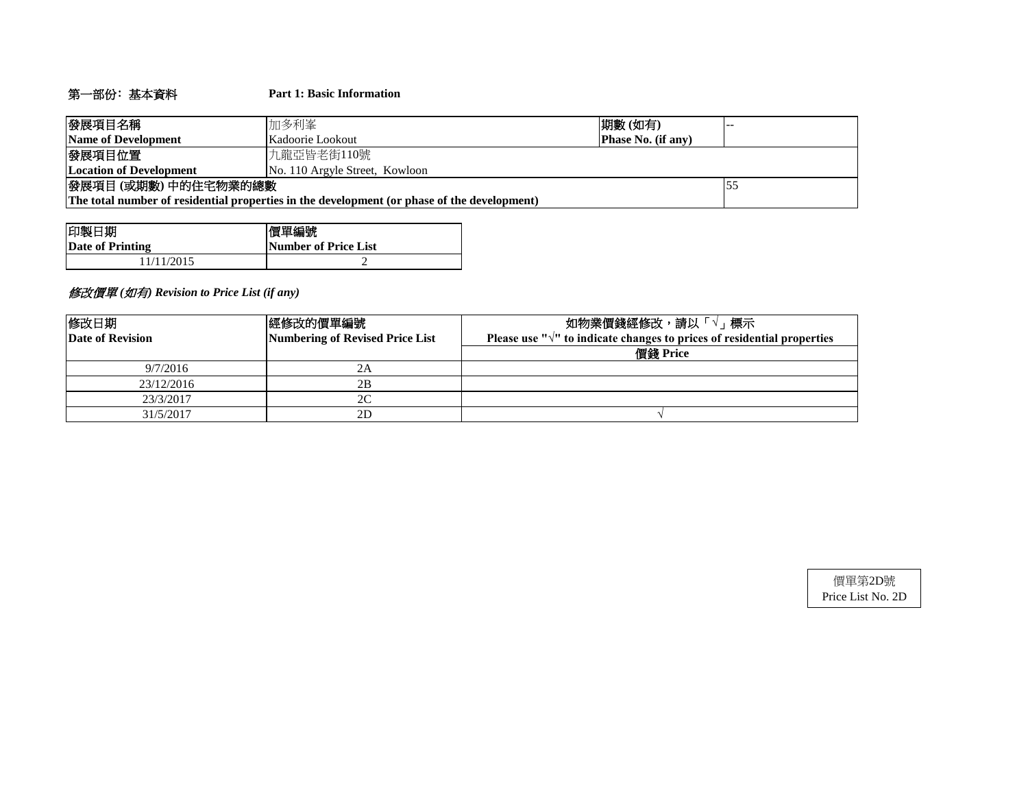## 第一部份：基本資料　　　Part 1: Basic Information

| 發展項目名稱<br>Name of Development | 加多利峯<br>Kadoorie Lookout | 期數 (如有)<br>Phase No. (if any) | -- |
|---|---|---|---|
| 發展項目位置<br>Location of Development | 九龍亞皆老街110號<br>No. 110 Argyle Street, Kowloon | | |
| 發展項目 (或期數) 中的住宅物業的總數<br>The total number of residential properties in the development (or phase of the development) | | | 55 |

| 印製日期<br>Date of Printing | 價單編號<br>Number of Price List |
|---|---|
| 11/11/2015 | 2 |

### *修改價單 (如有) Revision to Price List (if any)*

| 修改日期<br>Date of Revision | 經修改的價單編號<br>Numbering of Revised Price List | 如物業價錢經修改，請以「√」標示<br>Please use "√" to indicate changes to prices of residential properties |
|---|---|---|
| | | 價錢 Price |
| 9/7/2016 | 2A | |
| 23/12/2016 | 2B | |
| 23/3/2017 | 2C | |
| 31/5/2017 | 2D | √ |

價單第2D號
Price List No. 2D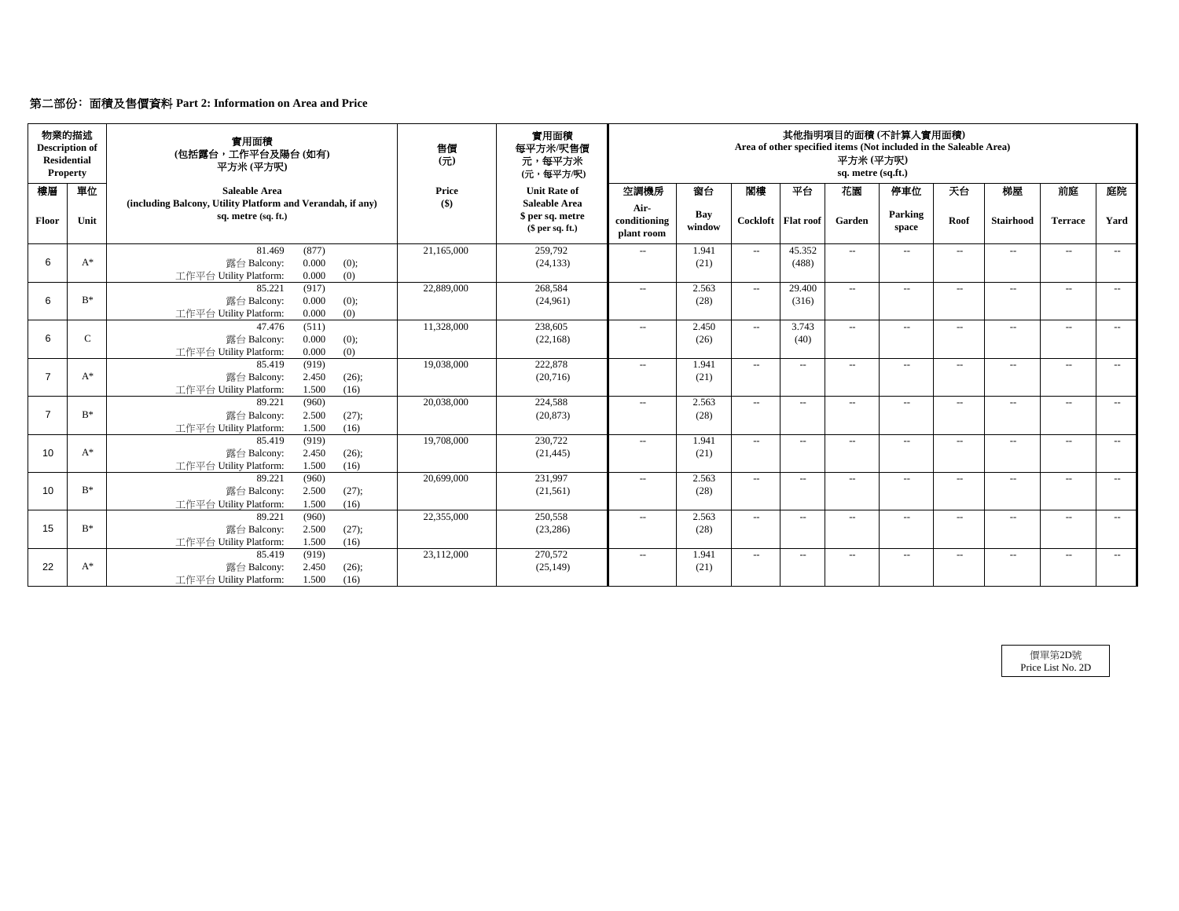## 第二部份：面積及售價資料 Part 2: Information on Area and Price

| 物業的描述 Description of Residential Property | | 實用面積 (包括露台，工作平台及陽台 (如有) 平方米 (平方呎) | 售價 (元) | 實用面積 每平方米/呎售價 元，每平方米 (元，每平方/呎) | 其他指明項目的面積 (不計算入實用面積) Area of other specified items (Not included in the Saleable Area) 平方米 (平方呎) sq. metre (sq.ft.) | | | | | | | | | |
|---|---|---|---|---|---|---|---|---|---|---|---|---|---|---|
| 樓層 Floor | 單位 Unit | Saleable Area (including Balcony, Utility Platform and Verandah, if any) sq. metre (sq. ft.) | Price ($) | Unit Rate of Saleable Area $ per sq. metre ($ per sq. ft.) | 空調機房 Air-conditioning plant room | 窗台 Bay window | 閣樓 Cockloft | 平台 Flat roof | 花園 Garden | 停車位 Parking space | 天台 Roof | 梯屋 Stairhood | 前庭 Terrace | 庭院 Yard |
| 6 | A* | 81.469 (877) 露台 Balcony: 0.000 (0); 工作平台 Utility Platform: 0.000 (0) | 21,165,000 | 259,792 (24,133) | -- | 1.941 (21) | -- | 45.352 (488) | -- | -- | -- | -- | -- | -- |
| 6 | B* | 85.221 (917) 露台 Balcony: 0.000 (0); 工作平台 Utility Platform: 0.000 (0) | 22,889,000 | 268,584 (24,961) | -- | 2.563 (28) | -- | 29.400 (316) | -- | -- | -- | -- | -- | -- |
| 6 | C | 47.476 (511) 露台 Balcony: 0.000 (0); 工作平台 Utility Platform: 0.000 (0) | 11,328,000 | 238,605 (22,168) | -- | 2.450 (26) | -- | 3.743 (40) | -- | -- | -- | -- | -- | -- |
| 7 | A* | 85.419 (919) 露台 Balcony: 2.450 (26); 工作平台 Utility Platform: 1.500 (16) | 19,038,000 | 222,878 (20,716) | -- | 1.941 (21) | -- | -- | -- | -- | -- | -- | -- | -- |
| 7 | B* | 89.221 (960) 露台 Balcony: 2.500 (27); 工作平台 Utility Platform: 1.500 (16) | 20,038,000 | 224,588 (20,873) | -- | 2.563 (28) | -- | -- | -- | -- | -- | -- | -- | -- |
| 10 | A* | 85.419 (919) 露台 Balcony: 2.450 (26); 工作平台 Utility Platform: 1.500 (16) | 19,708,000 | 230,722 (21,445) | -- | 1.941 (21) | -- | -- | -- | -- | -- | -- | -- | -- |
| 10 | B* | 89.221 (960) 露台 Balcony: 2.500 (27); 工作平台 Utility Platform: 1.500 (16) | 20,699,000 | 231,997 (21,561) | -- | 2.563 (28) | -- | -- | -- | -- | -- | -- | -- | -- |
| 15 | B* | 89.221 (960) 露台 Balcony: 2.500 (27); 工作平台 Utility Platform: 1.500 (16) | 22,355,000 | 250,558 (23,286) | -- | 2.563 (28) | -- | -- | -- | -- | -- | -- | -- | -- |
| 22 | A* | 85.419 (919) 露台 Balcony: 2.450 (26); 工作平台 Utility Platform: 1.500 (16) | 23,112,000 | 270,572 (25,149) | -- | 1.941 (21) | -- | -- | -- | -- | -- | -- | -- | -- |

價單第2D號
Price List No. 2D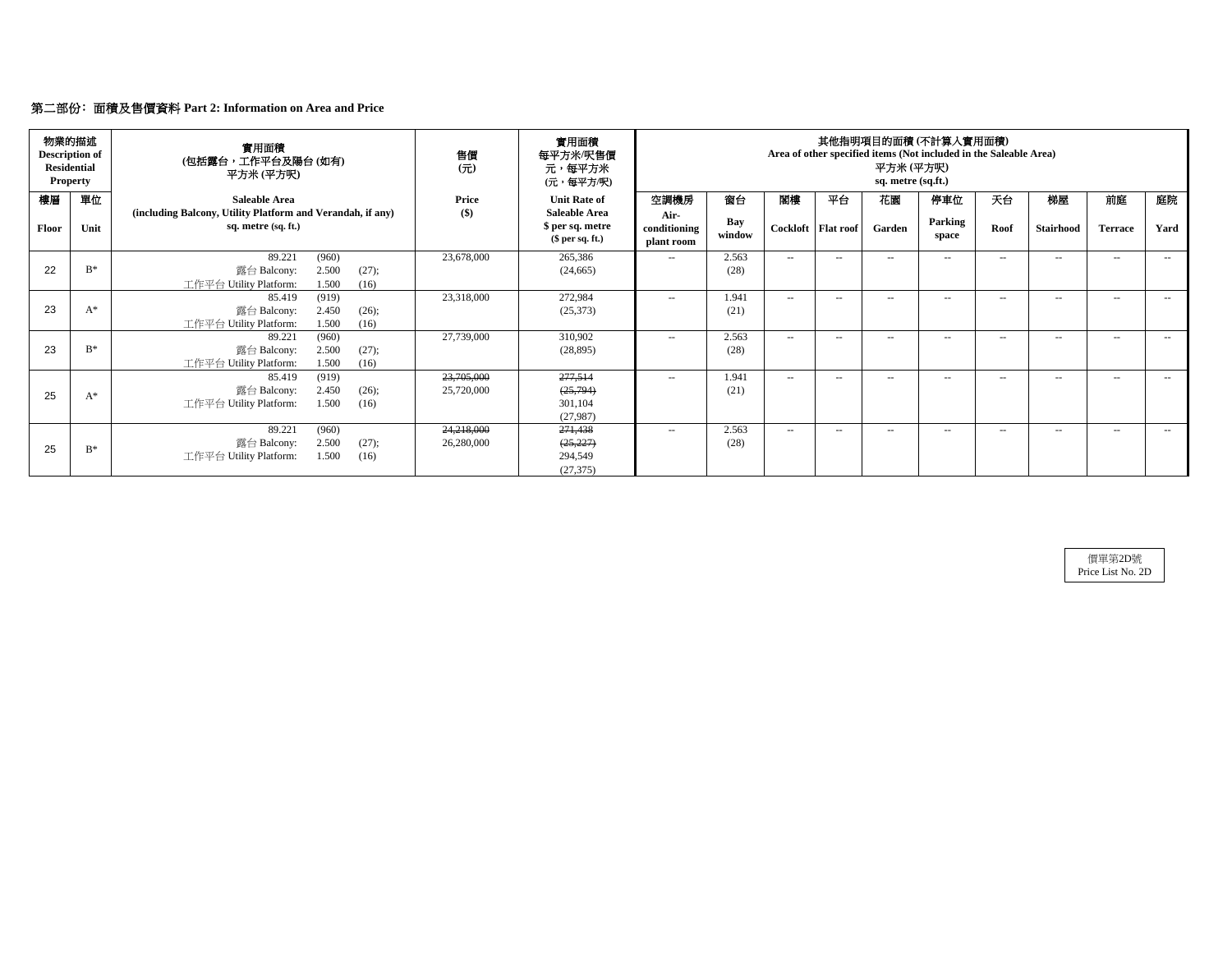## 第二部份：面積及售價資料 Part 2: Information on Area and Price

| 物業的描述 Description of Residential Property | | 實用面積 (包括露台，工作平台及陽台 (如有)) 平方米 (平方呎) | 售價 (元) | 實用面積 每平方米/呎售價 元，每平方米 (元，每平方/呎) | 其他指明項目的面積 (不計算入實用面積) Area of other specified items (Not included in the Saleable Area) 平方米 (平方呎) sq. metre (sq.ft.) | | | | | | | | | |
|---|---|---|---|---|---|---|---|---|---|---|---|---|---|---|
| 樓層 Floor | 單位 Unit | Saleable Area (including Balcony, Utility Platform and Verandah, if any) sq. metre (sq. ft.) | Price ($) | Unit Rate of Saleable Area $ per sq. metre ($ per sq. ft.) | 空調機房 Air-conditioning plant room | 窗台 Bay window | 閣樓 Cockloft | 平台 Flat roof | 花園 Garden | 停車位 Parking space | 天台 Roof | 梯屋 Stairhood | 前庭 Terrace | 庭院 Yard |
| 22 | B* | 89.221 (960) 露台 Balcony: 2.500 (27); 工作平台 Utility Platform: 1.500 (16) | 23,678,000 | 265,386 (24,665) | -- | 2.563 (28) | -- | -- | -- | -- | -- | -- | -- | -- |
| 23 | A* | 85.419 (919) 露台 Balcony: 2.450 (26); 工作平台 Utility Platform: 1.500 (16) | 23,318,000 | 272,984 (25,373) | -- | 1.941 (21) | -- | -- | -- | -- | -- | -- | -- | -- |
| 23 | B* | 89.221 (960) 露台 Balcony: 2.500 (27); 工作平台 Utility Platform: 1.500 (16) | 27,739,000 | 310,902 (28,895) | -- | 2.563 (28) | -- | -- | -- | -- | -- | -- | -- | -- |
| 25 | A* | 85.419 (919) 露台 Balcony: 2.450 (26); 工作平台 Utility Platform: 1.500 (16) | ~~23,705,000~~ 25,720,000 | ~~277,514~~ ~~(25,794)~~ 301,104 (27,987) | -- | 1.941 (21) | -- | -- | -- | -- | -- | -- | -- | -- |
| 25 | B* | 89.221 (960) 露台 Balcony: 2.500 (27); 工作平台 Utility Platform: 1.500 (16) | ~~24,218,000~~ 26,280,000 | ~~271,438~~ ~~(25,227)~~ 294,549 (27,375) | -- | 2.563 (28) | -- | -- | -- | -- | -- | -- | -- | -- |

價單第2D號
Price List No. 2D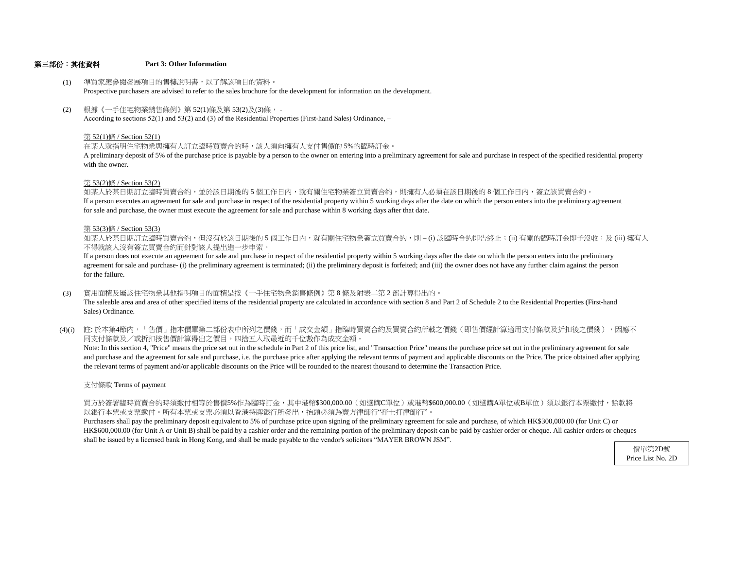## 第三部份：其他資料　　Part 3: Other Information

(1) 準買家應參閱發展項目的售樓說明書，以了解該項目的資料。
Prospective purchasers are advised to refer to the sales brochure for the development for information on the development.

(2) 根據《一手住宅物業銷售條例》第 52(1)條及第 53(2)及(3)條， -
According to sections 52(1) and 53(2) and (3) of the Residential Properties (First-hand Sales) Ordinance, –

第 52(1)條 / Section 52(1)

在某人就指明住宅物業與擁有人訂立臨時買賣合約時，該人須向擁有人支付售價的 5%的臨時訂金。
A preliminary deposit of 5% of the purchase price is payable by a person to the owner on entering into a preliminary agreement for sale and purchase in respect of the specified residential property with the owner.

第 53(2)條 / Section 53(2)

如某人於某日期訂立臨時買賣合約，並於該日期後的 5 個工作日內，就有關住宅物業簽立買賣合約，則擁有人必須在該日期後的 8 個工作日內，簽立該買賣合約。
If a person executes an agreement for sale and purchase in respect of the residential property within 5 working days after the date on which the person enters into the preliminary agreement for sale and purchase, the owner must execute the agreement for sale and purchase within 8 working days after that date.

第 53(3)條 / Section 53(3)

如某人於某日期訂立臨時買賣合約，但沒有於該日期後的 5 個工作日內，就有關住宅物業簽立買賣合約，則 – (i) 該臨時合約即告終止；(ii) 有關的臨時訂金即予沒收；及 (iii) 擁有人不得就該人沒有簽立買賣合約而針對該人提出進一步申索。
If a person does not execute an agreement for sale and purchase in respect of the residential property within 5 working days after the date on which the person enters into the preliminary agreement for sale and purchase- (i) the preliminary agreement is terminated; (ii) the preliminary deposit is forfeited; and (iii) the owner does not have any further claim against the person for the failure.

(3) 實用面積及屬該住宅物業其他指明項目的面積是按《一手住宅物業銷售條例》第 8 條及附表二第 2 部計算得出的。
The saleable area and area of other specified items of the residential property are calculated in accordance with section 8 and Part 2 of Schedule 2 to the Residential Properties (First-hand Sales) Ordinance.

(4)(i) 註: 於本第4節內，「售價」指本價單第二部份表中所列之價錢，而「成交金額」指臨時買賣合約及買賣合約所載之價錢（即售價經計算適用支付條款及折扣後之價錢），因應不同支付條款及／或折扣按售價計算得出之價目，四捨五入取最近的千位數作為成交金額。
Note: In this section 4, "Price" means the price set out in the schedule in Part 2 of this price list, and "Transaction Price" means the purchase price set out in the preliminary agreement for sale and purchase and the agreement for sale and purchase, i.e. the purchase price after applying the relevant terms of payment and applicable discounts on the Price. The price obtained after applying the relevant terms of payment and/or applicable discounts on the Price will be rounded to the nearest thousand to determine the Transaction Price.

支付條款 Terms of payment

買方於簽署臨時買賣合約時須繳付相等於售價5%作為臨時訂金，其中港幣$300,000.00（如選購C單位）或港幣$600,000.00（如選購A單位或B單位）須以銀行本票繳付，餘款將以銀行本票或支票繳付。所有本票或支票必須以香港持牌銀行所發出，抬頭必須為賣方律師行"孖士打律師行"。
Purchasers shall pay the preliminary deposit equivalent to 5% of purchase price upon signing of the preliminary agreement for sale and purchase, of which HK$300,000.00 (for Unit C) or HK$600,000.00 (for Unit A or Unit B) shall be paid by a cashier order and the remaining portion of the preliminary deposit can be paid by cashier order or cheque. All cashier orders or cheques shall be issued by a licensed bank in Hong Kong, and shall be made payable to the vendor's solicitors "MAYER BROWN JSM".

價單第2D號
Price List No. 2D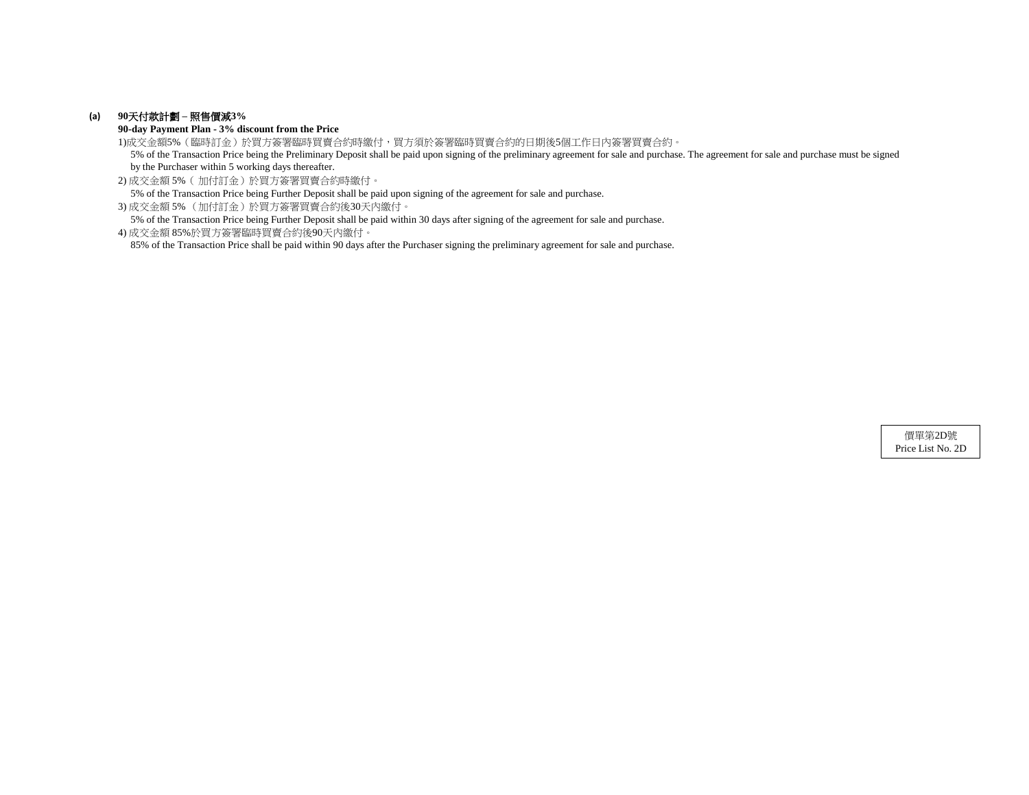**(a) 90天付款計劃 – 照售價減3%**

**90-day Payment Plan - 3% discount from the Price**

1)成交金額5%（臨時訂金）於買方簽署臨時買賣合約時繳付，買方須於簽署臨時買賣合約的日期後5個工作日內簽署買賣合約。

5% of the Transaction Price being the Preliminary Deposit shall be paid upon signing of the preliminary agreement for sale and purchase. The agreement for sale and purchase must be signed by the Purchaser within 5 working days thereafter.

2) 成交金額 5%（ 加付訂金）於買方簽署買賣合約時繳付。

5% of the Transaction Price being Further Deposit shall be paid upon signing of the agreement for sale and purchase.

3) 成交金額 5% （加付訂金）於買方簽署買賣合約後30天內繳付。

5% of the Transaction Price being Further Deposit shall be paid within 30 days after signing of the agreement for sale and purchase.

4) 成交金額 85%於買方簽署臨時買賣合約後90天內繳付。

85% of the Transaction Price shall be paid within 90 days after the Purchaser signing the preliminary agreement for sale and purchase.

價單第2D號
Price List No. 2D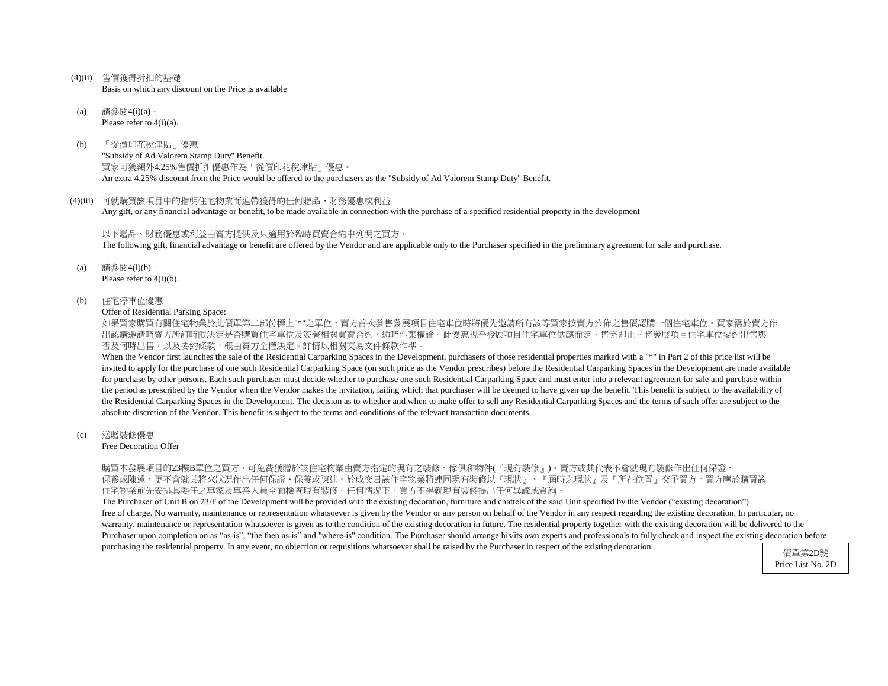(4)(ii) 售價獲得折扣的基礎
Basis on which any discount on the Price is available

(a) 請參閱4(i)(a)。
Please refer to 4(i)(a).

(b) 「從價印花稅津貼」優惠
"Subsidy of Ad Valorem Stamp Duty" Benefit.
買家可獲額外4.25%售價折扣優惠作為「從價印花稅津貼」優惠。
An extra 4.25% discount from the Price would be offered to the purchasers as the "Subsidy of Ad Valorem Stamp Duty" Benefit.

(4)(iii) 可就購買該項目中的指明住宅物業而連帶獲得的任何贈品、財務優惠或利益
Any gift, or any financial advantage or benefit, to be made available in connection with the purchase of a specified residential property in the development

以下贈品、財務優惠或利益由賣方提供及只適用於臨時買賣合約中列明之買方。
The following gift, financial advantage or benefit are offered by the Vendor and are applicable only to the Purchaser specified in the preliminary agreement for sale and purchase.

(a) 請參閱4(i)(b)。
Please refer to 4(i)(b).

(b) 住宅停車位優惠
Offer of Residential Parking Space:
如果買家購買有關住宅物業於此價單第二部份標上"*"之單位，賣方首次發售發展項目住宅車位時將優先邀請所有該等買家按賣方公佈之售價認購一個住宅車位。買家需於賣方作出認購邀請時賣方所訂時限決定是否購買住宅車位及簽署相關買賣合約，逾時作棄權論。此優惠視乎發展項目住宅車位供應而定，售完即止。將發展項目住宅車位要約出售與否及何時出售，以及要約條款，概由賣方全權決定。詳情以相關交易文件條款作準。
When the Vendor first launches the sale of the Residential Carparking Spaces in the Development, purchasers of those residential properties marked with a "*" in Part 2 of this price list will be invited to apply for the purchase of one such Residential Carparking Space (on such price as the Vendor prescribes) before the Residential Carparking Spaces in the Development are made available for purchase by other persons. Each such purchaser must decide whether to purchase one such Residential Carparking Space and must enter into a relevant agreement for sale and purchase within the period as prescribed by the Vendor when the Vendor makes the invitation, failing which that purchaser will be deemed to have given up the benefit. This benefit is subject to the availability of the Residential Carparking Spaces in the Development. The decision as to whether and when to make offer to sell any Residential Carparking Spaces and the terms of such offer are subject to the absolute discretion of the Vendor. This benefit is subject to the terms and conditions of the relevant transaction documents.

(c) 送贈裝修優惠
Free Decoration Offer

購買本發展項目的23樓B單位之買方，可免費獲贈於該住宅物業由賣方指定的現有之裝修、傢俱和物件(『現有裝修』)。賣方或其代表不會就現有裝修作出任何保證、保養或陳述，更不會就其將來狀況作出任何保證、保養或陳述。於成交日該住宅物業將連同現有裝修以『現狀』、『屆時之現狀』及『所在位置』交予買方。買方應於購買該住宅物業前先安排其委任之專家及專業人員全面檢查現有裝修。任何情況下，買方不得就現有裝修提出任何異議或質詢。
The Purchaser of Unit B on 23/F of the Development will be provided with the existing decoration, furniture and chattels of the said Unit specified by the Vendor ("existing decoration") free of charge. No warranty, maintenance or representation whatsoever is given by the Vendor or any person on behalf of the Vendor in any respect regarding the existing decoration. In particular, no warranty, maintenance or representation whatsoever is given as to the condition of the existing decoration in future. The residential property together with the existing decoration will be delivered to the Purchaser upon completion on as "as-is", "the then as-is" and "where-is" condition. The Purchaser should arrange his/its own experts and professionals to fully check and inspect the existing decoration before purchasing the residential property. In any event, no objection or requisitions whatsoever shall be raised by the Purchaser in respect of the existing decoration.

價單第2D號
Price List No. 2D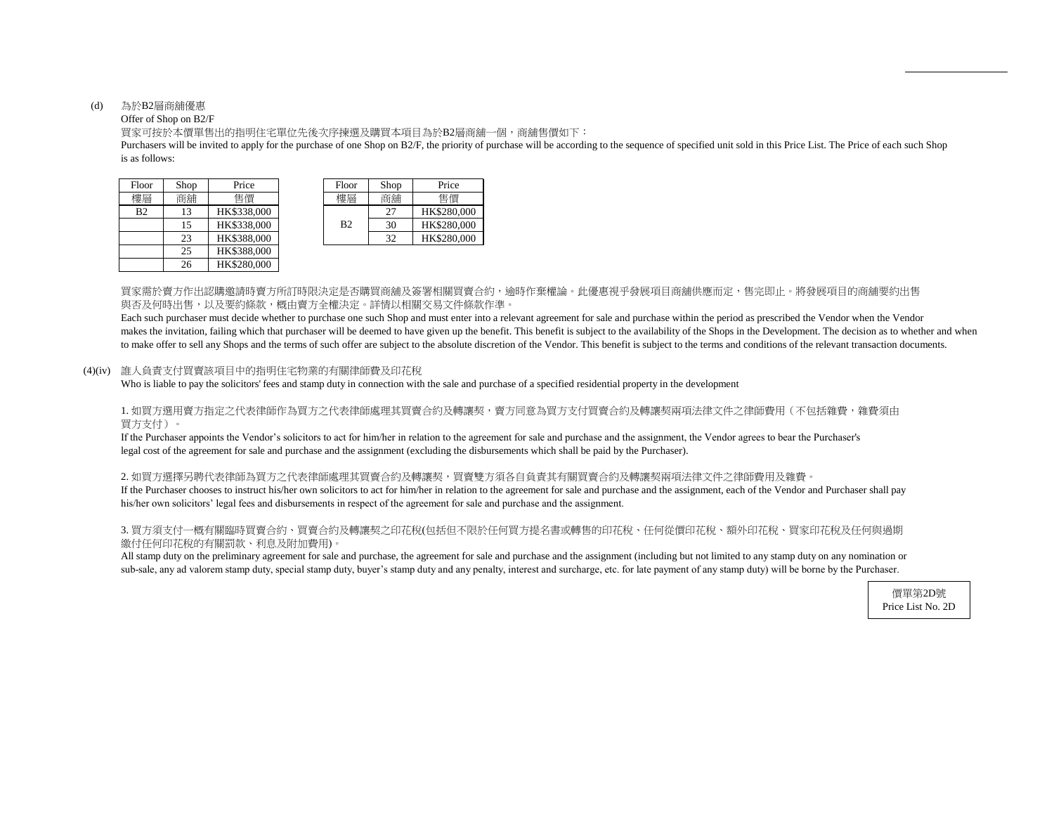(d) 為於B2層商舖優惠

Offer of Shop on B2/F

買家可按於本價單售出的指明住宅單位先後次序揀選及購買本項目為於B2層商舖一個，商舖售價如下：

Purchasers will be invited to apply for the purchase of one Shop on B2/F, the priority of purchase will be according to the sequence of specified unit sold in this Price List. The Price of each such Shop is as follows:

| Floor 樓層 | Shop 商舖 | Price 售價 |
|---|---|---|
| B2 | 13 | HK$338,000 |
| | 15 | HK$338,000 |
| | 23 | HK$388,000 |
| | 25 | HK$388,000 |
| | 26 | HK$280,000 |

| Floor 樓層 | Shop 商舖 | Price 售價 |
|---|---|---|
| B2 | 27 | HK$280,000 |
| | 30 | HK$280,000 |
| | 32 | HK$280,000 |

買家需於賣方作出認購邀請時賣方所訂時限決定是否購買商舖及簽署相關買賣合約，逾時作棄權論。此優惠視乎發展項目商舖供應而定，售完即止。將發展項目的商舖要約出售與否及何時出售，以及要約條款，概由賣方全權決定。詳情以相關交易文件條款作準。

Each such purchaser must decide whether to purchase one such Shop and must enter into a relevant agreement for sale and purchase within the period as prescribed the Vendor when the Vendor makes the invitation, failing which that purchaser will be deemed to have given up the benefit. This benefit is subject to the availability of the Shops in the Development. The decision as to whether and when to make offer to sell any Shops and the terms of such offer are subject to the absolute discretion of the Vendor. This benefit is subject to the terms and conditions of the relevant transaction documents.

(4)(iv) 誰人負責支付買賣該項目中的指明住宅物業的有關律師費及印花稅

Who is liable to pay the solicitors' fees and stamp duty in connection with the sale and purchase of a specified residential property in the development

1. 如買方選用賣方指定之代表律師作為買方之代表律師處理其買賣合約及轉讓契，賣方同意為買方支付買賣合約及轉讓契兩項法律文件之律師費用（不包括雜費，雜費須由買方支付）。

If the Purchaser appoints the Vendor's solicitors to act for him/her in relation to the agreement for sale and purchase and the assignment, the Vendor agrees to bear the Purchaser's legal cost of the agreement for sale and purchase and the assignment (excluding the disbursements which shall be paid by the Purchaser).

2. 如買方選擇另聘代表律師為買方之代表律師處理其買賣合約及轉讓契，買賣雙方須各自負責其有關買賣合約及轉讓契兩項法律文件之律師費用及雜費。

If the Purchaser chooses to instruct his/her own solicitors to act for him/her in relation to the agreement for sale and purchase and the assignment, each of the Vendor and Purchaser shall pay his/her own solicitors' legal fees and disbursements in respect of the agreement for sale and purchase and the assignment.

3. 買方須支付一概有關臨時買賣合約、買賣合約及轉讓契之印花稅(包括但不限於任何買方提名書或轉售的印花稅、任何從價印花稅、額外印花稅、買家印花稅及任何與過期繳付任何印花稅的有關罰款、利息及附加費用)。

All stamp duty on the preliminary agreement for sale and purchase, the agreement for sale and purchase and the assignment (including but not limited to any stamp duty on any nomination or sub-sale, any ad valorem stamp duty, special stamp duty, buyer's stamp duty and any penalty, interest and surcharge, etc. for late payment of any stamp duty) will be borne by the Purchaser.

價單第2D號
Price List No. 2D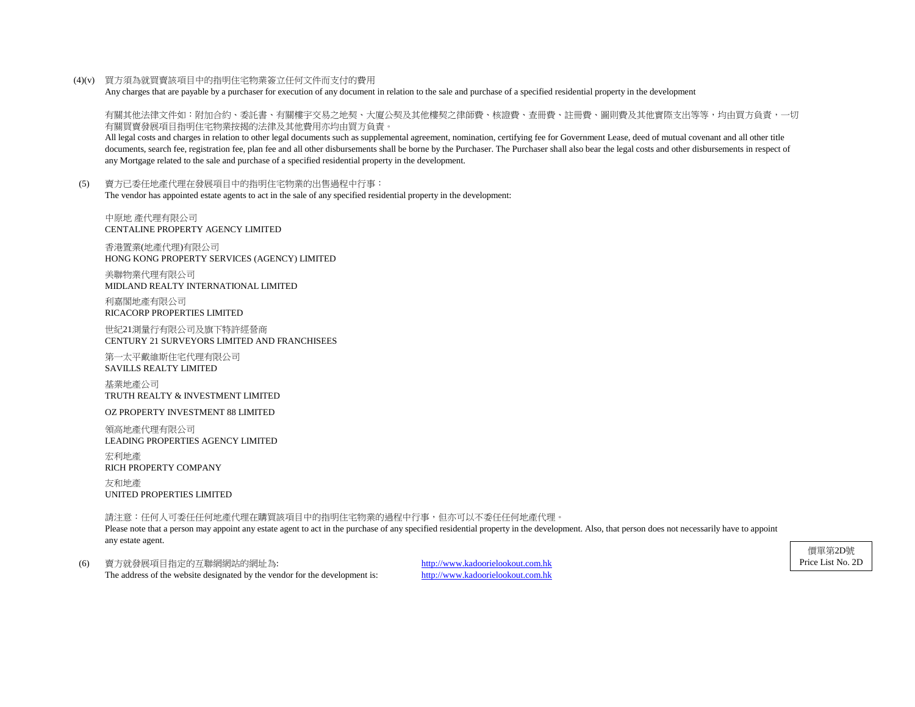(4)(v) 買方須為就買賣該項目中的指明住宅物業簽立任何文件而支付的費用

Any charges that are payable by a purchaser for execution of any document in relation to the sale and purchase of a specified residential property in the development

有關其他法律文件如：附加合約、委託書、有關樓宇交易之地契、大廈公契及其他樓契之律師費、核證費、查冊費、註冊費、圖則費及其他實際支出等等，均由買方負責，一切有關買賣發展項目指明住宅物業按揭的法律及其他費用亦均由買方負責。

All legal costs and charges in relation to other legal documents such as supplemental agreement, nomination, certifying fee for Government Lease, deed of mutual covenant and all other title documents, search fee, registration fee, plan fee and all other disbursements shall be borne by the Purchaser. The Purchaser shall also bear the legal costs and other disbursements in respect of any Mortgage related to the sale and purchase of a specified residential property in the development.

(5) 賣方已委任地產代理在發展項目中的指明住宅物業的出售過程中行事：

The vendor has appointed estate agents to act in the sale of any specified residential property in the development:

中原地 產代理有限公司
CENTALINE PROPERTY AGENCY LIMITED

香港置業(地產代理)有限公司
HONG KONG PROPERTY SERVICES (AGENCY) LIMITED

美聯物業代理有限公司
MIDLAND REALTY INTERNATIONAL LIMITED

利嘉閣地產有限公司
RICACORP PROPERTIES LIMITED

世紀21測量行有限公司及旗下特許經營商
CENTURY 21 SURVEYORS LIMITED AND FRANCHISEES

第一太平戴維斯住宅代理有限公司
SAVILLS REALTY LIMITED

基業地產公司
TRUTH REALTY & INVESTMENT LIMITED

OZ PROPERTY INVESTMENT 88 LIMITED

領高地產代理有限公司
LEADING PROPERTIES AGENCY LIMITED

宏利地產
RICH PROPERTY COMPANY

友和地產
UNITED PROPERTIES LIMITED

請注意：任何人可委任任何地產代理在購買該項目中的指明住宅物業的過程中行事，但亦可以不委任任何地產代理。

Please note that a person may appoint any estate agent to act in the purchase of any specified residential property in the development. Also, that person does not necessarily have to appoint any estate agent.

(6) 賣方就發展項目指定的互聯網網站的網址為: http://www.kadoorielookout.com.hk

The address of the website designated by the vendor for the development is: http://www.kadoorielookout.com.hk

價單第2D號
Price List No. 2D